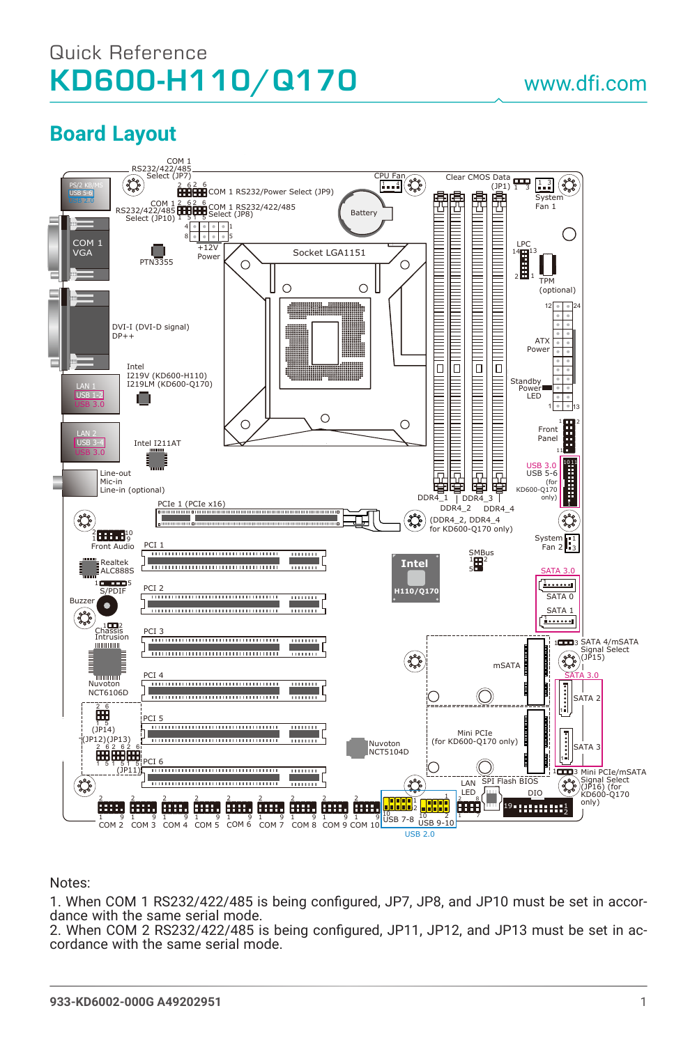Quick Reference

# KD600-H110/Q170

www.dfi.com

## Board Layout

COM 1 RS232/422/485 Select (JP7)

COM 1 RS232/Power Select (JP9)

COM 1 RS232/422/485 Select (JP10)

COM 1 RS232/422/485 Select (JP8)

PS/2 KB/MS
USB 5-6
USB 2.0

COM 1
VGA

PTN3355

+12V Power

CPU Fan

Battery

Clear CMOS Data (JP1)

System Fan 1

Socket LGA1151

LPC

TPM (optional)

DVI-I (DVI-D signal)
DP++

ATX Power

Standby Power LED

Intel
I219V (KD600-H110)
I219LM (KD600-Q170)

LAN 1
USB 1-2
USB 3.0

LAN 2
USB 3-4
USB 3.0

Intel I211AT

Front Panel

USB 3.0
USB 5-6
(for KD600-Q170 only)

Line-out
Mic-in
Line-in (optional)

DDR4_1 DDR4_3
DDR4_2 DDR4_4
(DDR4_2, DDR4_4 for KD600-Q170 only)

PCIe 1 (PCIe x16)

Front Audio

Realtek ALC888S

S/PDIF

Buzzer

Chassis Intrusion

Nuvoton NCT6106D

PCI 1

PCI 2

PCI 3

PCI 4

PCI 5

PCI 6

Intel H110/Q170

SMBus

System Fan 2

SATA 3.0
SATA 0
SATA 1

SATA 4/mSATA Signal Select (JP15)

mSATA

SATA 3.0
SATA 2
SATA 3

Mini PCIe (for KD600-Q170 only)

Mini PCIe/mSATA Signal Select (JP16) (for KD600-Q170 only)

(JP14)
(JP12)(JP13)
(JP11)

Nuvoton NCT5104D

LAN LED

SPI Flash BIOS

DIO

COM 2 COM 3 COM 4 COM 5 COM 6 COM 7 COM 8 COM 9 COM 10

USB 7-8 USB 9-10
USB 2.0

Notes:

1. When COM 1 RS232/422/485 is being configured, JP7, JP8, and JP10 must be set in accordance with the same serial mode.
2. When COM 2 RS232/422/485 is being configured, JP11, JP12, and JP13 must be set in accordance with the same serial mode.

933-KD6002-000G A49202951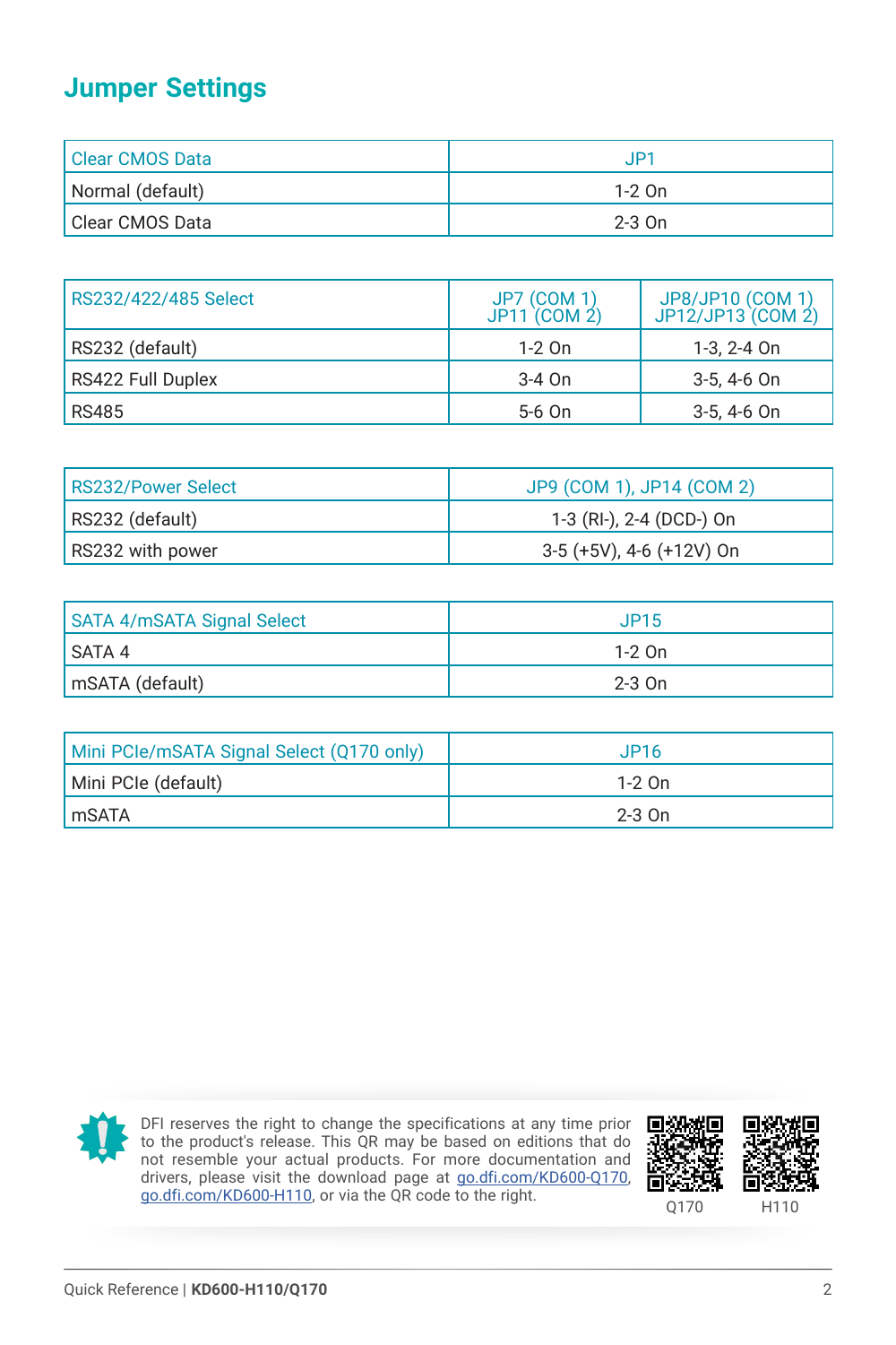## Jumper Settings

| Clear CMOS Data | JP1 |
| --- | --- |
| Normal (default) | 1-2 On |
| Clear CMOS Data | 2-3 On |

| RS232/422/485 Select | JP7 (COM 1) JP11 (COM 2) | JP8/JP10 (COM 1) JP12/JP13 (COM 2) |
| --- | --- | --- |
| RS232 (default) | 1-2 On | 1-3, 2-4 On |
| RS422 Full Duplex | 3-4 On | 3-5, 4-6 On |
| RS485 | 5-6 On | 3-5, 4-6 On |

| RS232/Power Select | JP9 (COM 1), JP14 (COM 2) |
| --- | --- |
| RS232 (default) | 1-3 (RI-), 2-4 (DCD-) On |
| RS232 with power | 3-5 (+5V), 4-6 (+12V) On |

| SATA 4/mSATA Signal Select | JP15 |
| --- | --- |
| SATA 4 | 1-2 On |
| mSATA (default) | 2-3 On |

| Mini PCIe/mSATA Signal Select (Q170 only) | JP16 |
| --- | --- |
| Mini PCIe (default) | 1-2 On |
| mSATA | 2-3 On |

DFI reserves the right to change the specifications at any time prior to the product's release. This QR may be based on editions that do not resemble your actual products. For more documentation and drivers, please visit the download page at go.dfi.com/KD600-Q170, go.dfi.com/KD600-H110, or via the QR code to the right.

Q170

H110